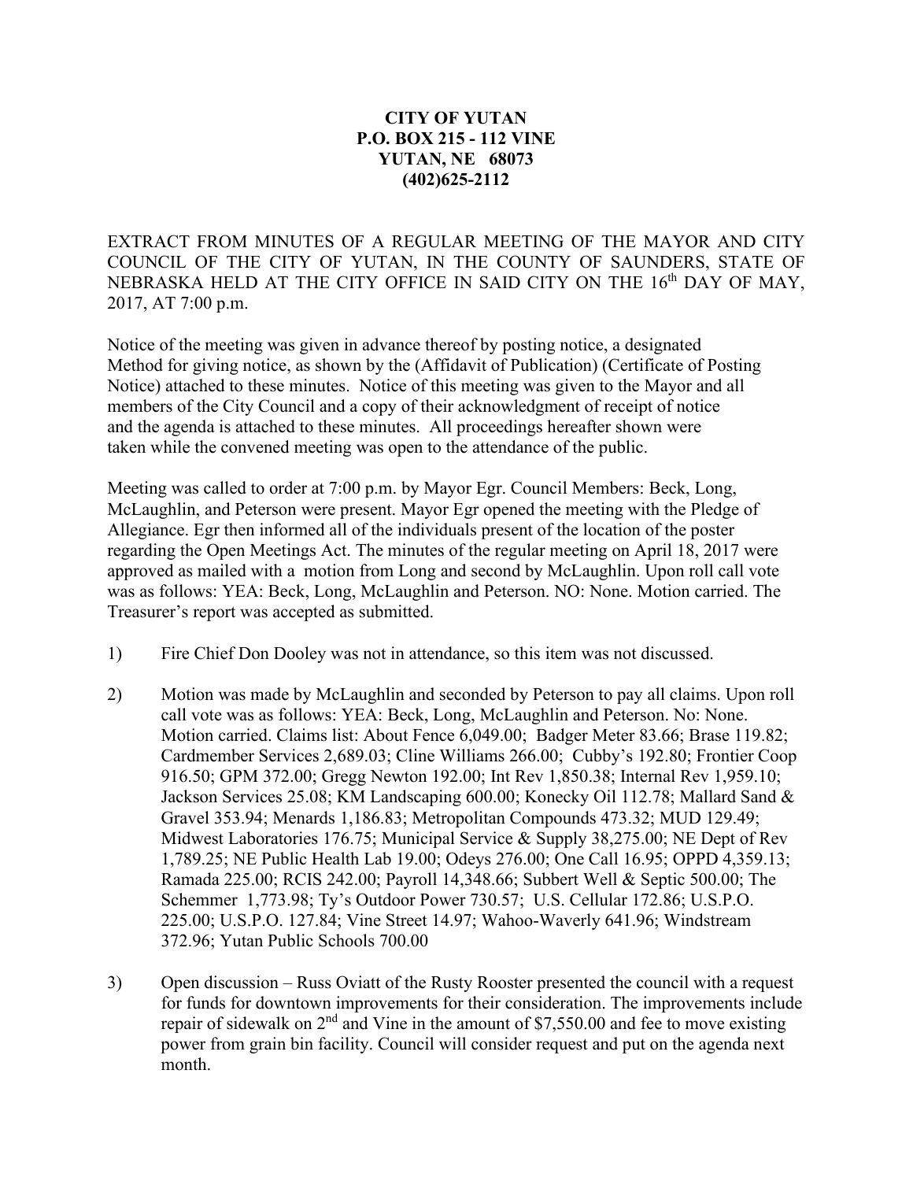**CITY OF YUTAN**
**P.O. BOX 215 - 112 VINE**
**YUTAN, NE 68073**
**(402)625-2112**

EXTRACT FROM MINUTES OF A REGULAR MEETING OF THE MAYOR AND CITY COUNCIL OF THE CITY OF YUTAN, IN THE COUNTY OF SAUNDERS, STATE OF NEBRASKA HELD AT THE CITY OFFICE IN SAID CITY ON THE 16th DAY OF MAY, 2017, AT 7:00 p.m.

Notice of the meeting was given in advance thereof by posting notice, a designated Method for giving notice, as shown by the (Affidavit of Publication) (Certificate of Posting Notice) attached to these minutes. Notice of this meeting was given to the Mayor and all members of the City Council and a copy of their acknowledgment of receipt of notice and the agenda is attached to these minutes. All proceedings hereafter shown were taken while the convened meeting was open to the attendance of the public.

Meeting was called to order at 7:00 p.m. by Mayor Egr. Council Members: Beck, Long, McLaughlin, and Peterson were present. Mayor Egr opened the meeting with the Pledge of Allegiance. Egr then informed all of the individuals present of the location of the poster regarding the Open Meetings Act. The minutes of the regular meeting on April 18, 2017 were approved as mailed with a motion from Long and second by McLaughlin. Upon roll call vote was as follows: YEA: Beck, Long, McLaughlin and Peterson. NO: None. Motion carried. The Treasurer's report was accepted as submitted.

1) Fire Chief Don Dooley was not in attendance, so this item was not discussed.

2) Motion was made by McLaughlin and seconded by Peterson to pay all claims. Upon roll call vote was as follows: YEA: Beck, Long, McLaughlin and Peterson. No: None. Motion carried. Claims list: About Fence 6,049.00; Badger Meter 83.66; Brase 119.82; Cardmember Services 2,689.03; Cline Williams 266.00; Cubby's 192.80; Frontier Coop 916.50; GPM 372.00; Gregg Newton 192.00; Int Rev 1,850.38; Internal Rev 1,959.10; Jackson Services 25.08; KM Landscaping 600.00; Konecky Oil 112.78; Mallard Sand & Gravel 353.94; Menards 1,186.83; Metropolitan Compounds 473.32; MUD 129.49; Midwest Laboratories 176.75; Municipal Service & Supply 38,275.00; NE Dept of Rev 1,789.25; NE Public Health Lab 19.00; Odeys 276.00; One Call 16.95; OPPD 4,359.13; Ramada 225.00; RCIS 242.00; Payroll 14,348.66; Subbert Well & Septic 500.00; The Schemmer 1,773.98; Ty's Outdoor Power 730.57; U.S. Cellular 172.86; U.S.P.O. 225.00; U.S.P.O. 127.84; Vine Street 14.97; Wahoo-Waverly 641.96; Windstream 372.96; Yutan Public Schools 700.00

3) Open discussion – Russ Oviatt of the Rusty Rooster presented the council with a request for funds for downtown improvements for their consideration. The improvements include repair of sidewalk on 2nd and Vine in the amount of $7,550.00 and fee to move existing power from grain bin facility. Council will consider request and put on the agenda next month.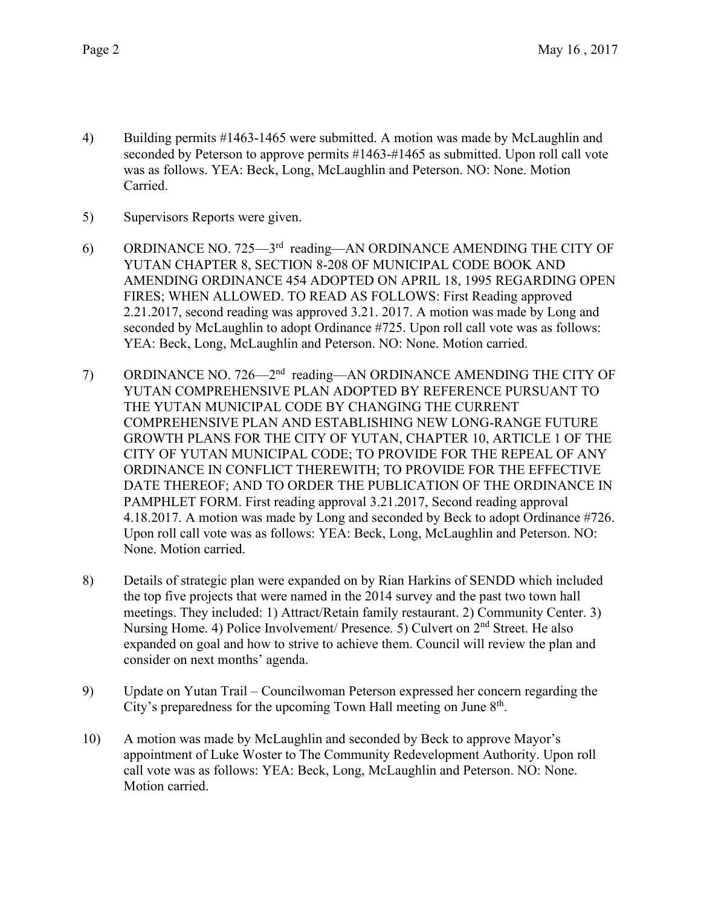4) Building permits #1463-1465 were submitted. A motion was made by McLaughlin and seconded by Peterson to approve permits #1463-#1465 as submitted. Upon roll call vote was as follows. YEA: Beck, Long, McLaughlin and Peterson. NO: None. Motion Carried.

5) Supervisors Reports were given.

6) ORDINANCE NO. 725—3rd reading—AN ORDINANCE AMENDING THE CITY OF YUTAN CHAPTER 8, SECTION 8-208 OF MUNICIPAL CODE BOOK AND AMENDING ORDINANCE 454 ADOPTED ON APRIL 18, 1995 REGARDING OPEN FIRES; WHEN ALLOWED. TO READ AS FOLLOWS: First Reading approved 2.21.2017, second reading was approved 3.21. 2017. A motion was made by Long and seconded by McLaughlin to adopt Ordinance #725. Upon roll call vote was as follows: YEA: Beck, Long, McLaughlin and Peterson. NO: None. Motion carried.

7) ORDINANCE NO. 726—2nd reading—AN ORDINANCE AMENDING THE CITY OF YUTAN COMPREHENSIVE PLAN ADOPTED BY REFERENCE PURSUANT TO THE YUTAN MUNICIPAL CODE BY CHANGING THE CURRENT COMPREHENSIVE PLAN AND ESTABLISHING NEW LONG-RANGE FUTURE GROWTH PLANS FOR THE CITY OF YUTAN, CHAPTER 10, ARTICLE 1 OF THE CITY OF YUTAN MUNICIPAL CODE; TO PROVIDE FOR THE REPEAL OF ANY ORDINANCE IN CONFLICT THEREWITH; TO PROVIDE FOR THE EFFECTIVE DATE THEREOF; AND TO ORDER THE PUBLICATION OF THE ORDINANCE IN PAMPHLET FORM. First reading approval 3.21.2017, Second reading approval 4.18.2017. A motion was made by Long and seconded by Beck to adopt Ordinance #726. Upon roll call vote was as follows: YEA: Beck, Long, McLaughlin and Peterson. NO: None. Motion carried.

8) Details of strategic plan were expanded on by Rian Harkins of SENDD which included the top five projects that were named in the 2014 survey and the past two town hall meetings. They included: 1) Attract/Retain family restaurant. 2) Community Center. 3) Nursing Home. 4) Police Involvement/ Presence. 5) Culvert on 2nd Street. He also expanded on goal and how to strive to achieve them. Council will review the plan and consider on next months' agenda.

9) Update on Yutan Trail – Councilwoman Peterson expressed her concern regarding the City's preparedness for the upcoming Town Hall meeting on June 8th.

10) A motion was made by McLaughlin and seconded by Beck to approve Mayor's appointment of Luke Woster to The Community Redevelopment Authority. Upon roll call vote was as follows: YEA: Beck, Long, McLaughlin and Peterson. NO: None. Motion carried.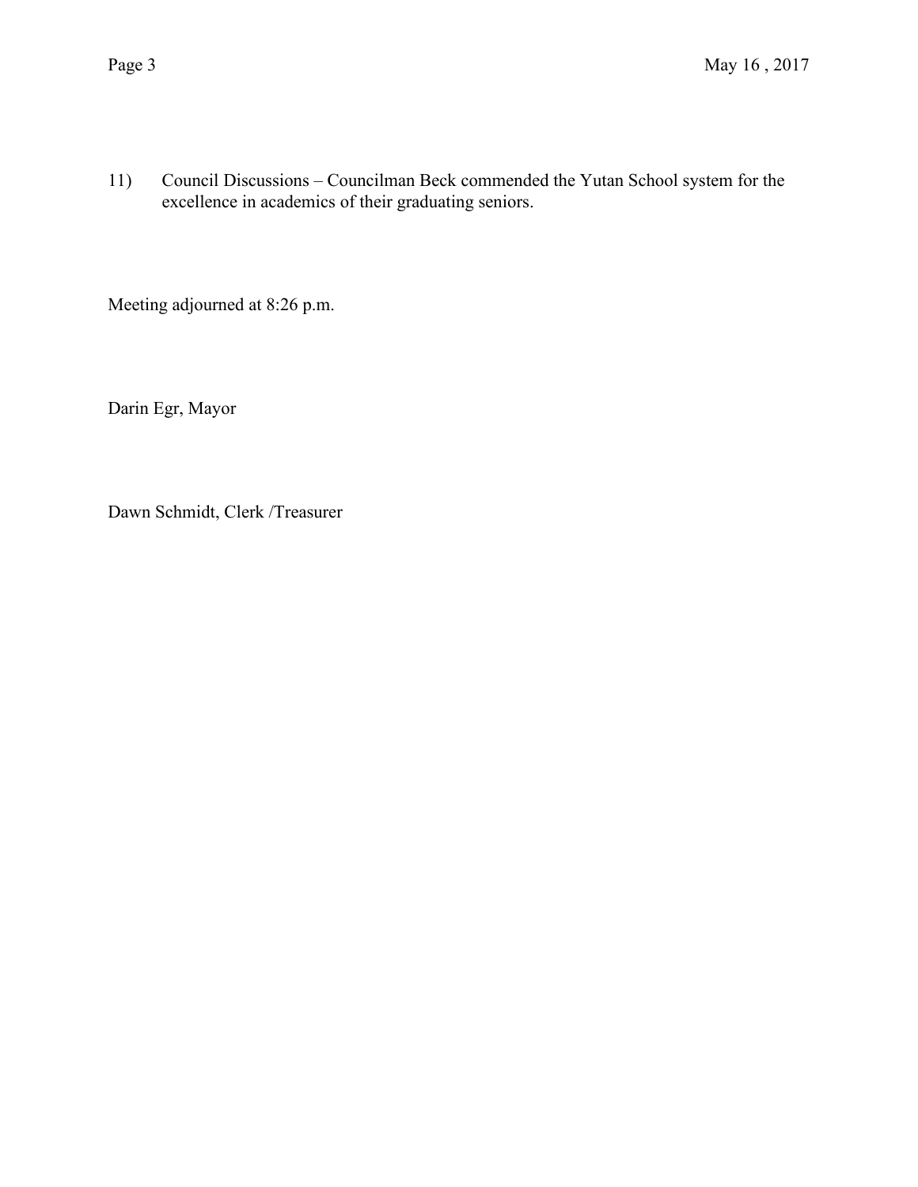11) Council Discussions – Councilman Beck commended the Yutan School system for the excellence in academics of their graduating seniors.

Meeting adjourned at 8:26 p.m.

Darin Egr, Mayor

Dawn Schmidt, Clerk /Treasurer